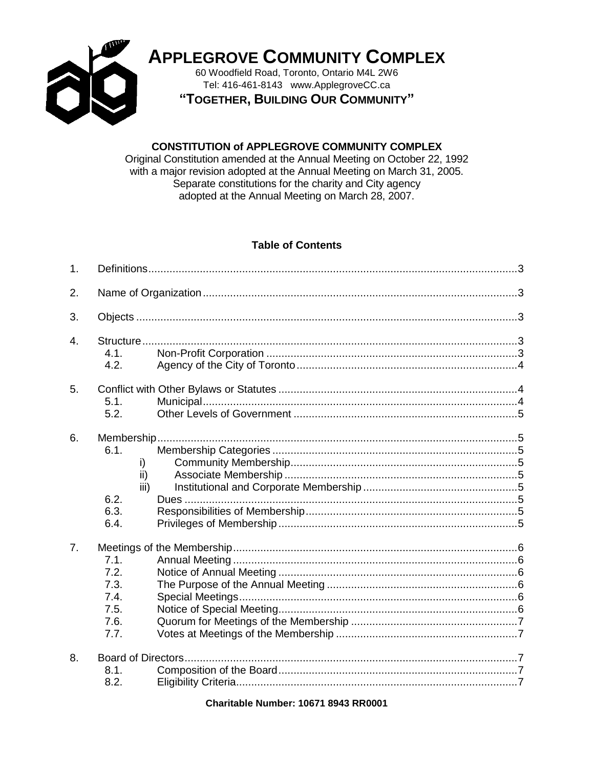# APPLEGROVE COMMUNITY COMPLEX

60 Woodfield Road, Toronto, Ontario M4L 2W6
Tel: 416-461-8143 www.ApplegroveCC.ca

**"TOGETHER, BUILDING OUR COMMUNITY"**

## CONSTITUTION of APPLEGROVE COMMUNITY COMPLEX

Original Constitution amended at the Annual Meeting on October 22, 1992
with a major revision adopted at the Annual Meeting on March 31, 2005.
Separate constitutions for the charity and City agency
adopted at the Annual Meeting on March 28, 2007.

### Table of Contents

1. Definitions ........ 3
2. Name of Organization ........ 3
3. Objects ........ 3
4. Structure ........ 3
   - 4.1. Non-Profit Corporation ........ 3
   - 4.2. Agency of the City of Toronto ........ 4
5. Conflict with Other Bylaws or Statutes ........ 4
   - 5.1. Municipal ........ 4
   - 5.2. Other Levels of Government ........ 5
6. Membership ........ 5
   - 6.1. Membership Categories ........ 5
     - i) Community Membership ........ 5
     - ii) Associate Membership ........ 5
     - iii) Institutional and Corporate Membership ........ 5
   - 6.2. Dues ........ 5
   - 6.3. Responsibilities of Membership ........ 5
   - 6.4. Privileges of Membership ........ 5
7. Meetings of the Membership ........ 6
   - 7.1. Annual Meeting ........ 6
   - 7.2. Notice of Annual Meeting ........ 6
   - 7.3. The Purpose of the Annual Meeting ........ 6
   - 7.4. Special Meetings ........ 6
   - 7.5. Notice of Special Meeting ........ 6
   - 7.6. Quorum for Meetings of the Membership ........ 7
   - 7.7. Votes at Meetings of the Membership ........ 7
8. Board of Directors ........ 7
   - 8.1. Composition of the Board ........ 7
   - 8.2. Eligibility Criteria ........ 7

**Charitable Number: 10671 8943 RR0001**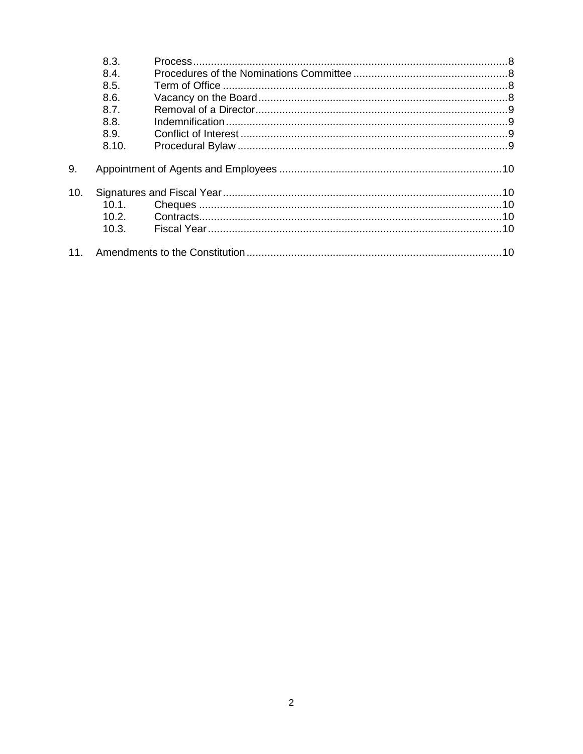8.3. Process ... 8
8.4. Procedures of the Nominations Committee ... 8
8.5. Term of Office ... 8
8.6. Vacancy on the Board ... 8
8.7. Removal of a Director ... 9
8.8. Indemnification ... 9
8.9. Conflict of Interest ... 9
8.10. Procedural Bylaw ... 9

9. Appointment of Agents and Employees ... 10

10. Signatures and Fiscal Year ... 10
10.1. Cheques ... 10
10.2. Contracts ... 10
10.3. Fiscal Year ... 10

11. Amendments to the Constitution ... 10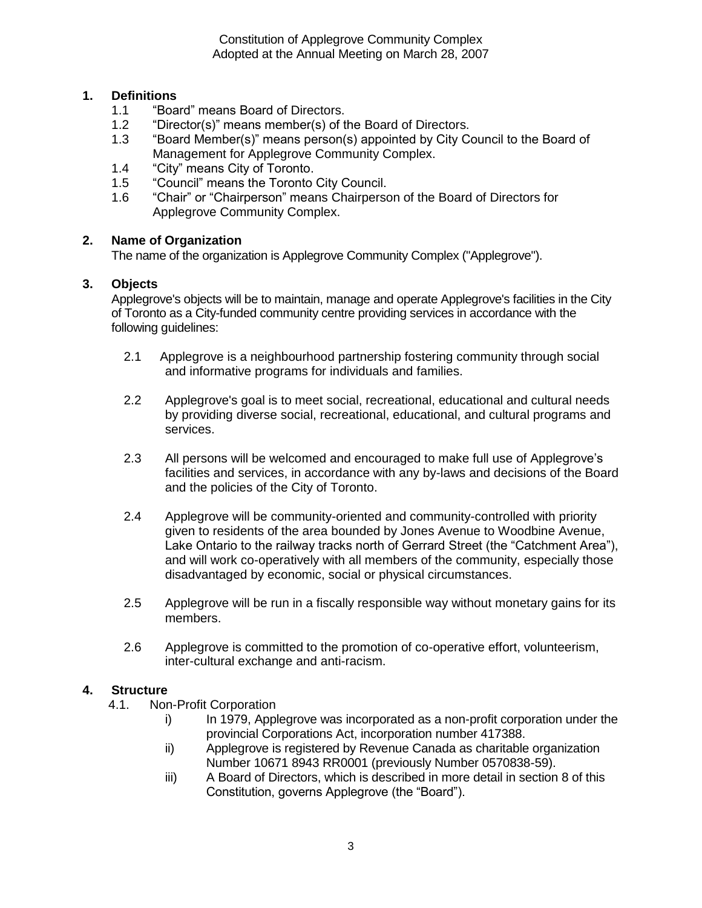Constitution of Applegrove Community Complex
Adopted at the Annual Meeting on March 28, 2007

## 1. Definitions

1.1 "Board" means Board of Directors.
1.2 "Director(s)" means member(s) of the Board of Directors.
1.3 "Board Member(s)" means person(s) appointed by City Council to the Board of Management for Applegrove Community Complex.
1.4 "City" means City of Toronto.
1.5 "Council" means the Toronto City Council.
1.6 "Chair" or "Chairperson" means Chairperson of the Board of Directors for Applegrove Community Complex.

## 2. Name of Organization

The name of the organization is Applegrove Community Complex ("Applegrove").

## 3. Objects

Applegrove's objects will be to maintain, manage and operate Applegrove's facilities in the City of Toronto as a City-funded community centre providing services in accordance with the following guidelines:

2.1 Applegrove is a neighbourhood partnership fostering community through social and informative programs for individuals and families.

2.2 Applegrove's goal is to meet social, recreational, educational and cultural needs by providing diverse social, recreational, educational, and cultural programs and services.

2.3 All persons will be welcomed and encouraged to make full use of Applegrove's facilities and services, in accordance with any by-laws and decisions of the Board and the policies of the City of Toronto.

2.4 Applegrove will be community-oriented and community-controlled with priority given to residents of the area bounded by Jones Avenue to Woodbine Avenue, Lake Ontario to the railway tracks north of Gerrard Street (the "Catchment Area"), and will work co-operatively with all members of the community, especially those disadvantaged by economic, social or physical circumstances.

2.5 Applegrove will be run in a fiscally responsible way without monetary gains for its members.

2.6 Applegrove is committed to the promotion of co-operative effort, volunteerism, inter-cultural exchange and anti-racism.

## 4. Structure

4.1. Non-Profit Corporation

i) In 1979, Applegrove was incorporated as a non-profit corporation under the provincial Corporations Act, incorporation number 417388.

ii) Applegrove is registered by Revenue Canada as charitable organization Number 10671 8943 RR0001 (previously Number 0570838-59).

iii) A Board of Directors, which is described in more detail in section 8 of this Constitution, governs Applegrove (the "Board").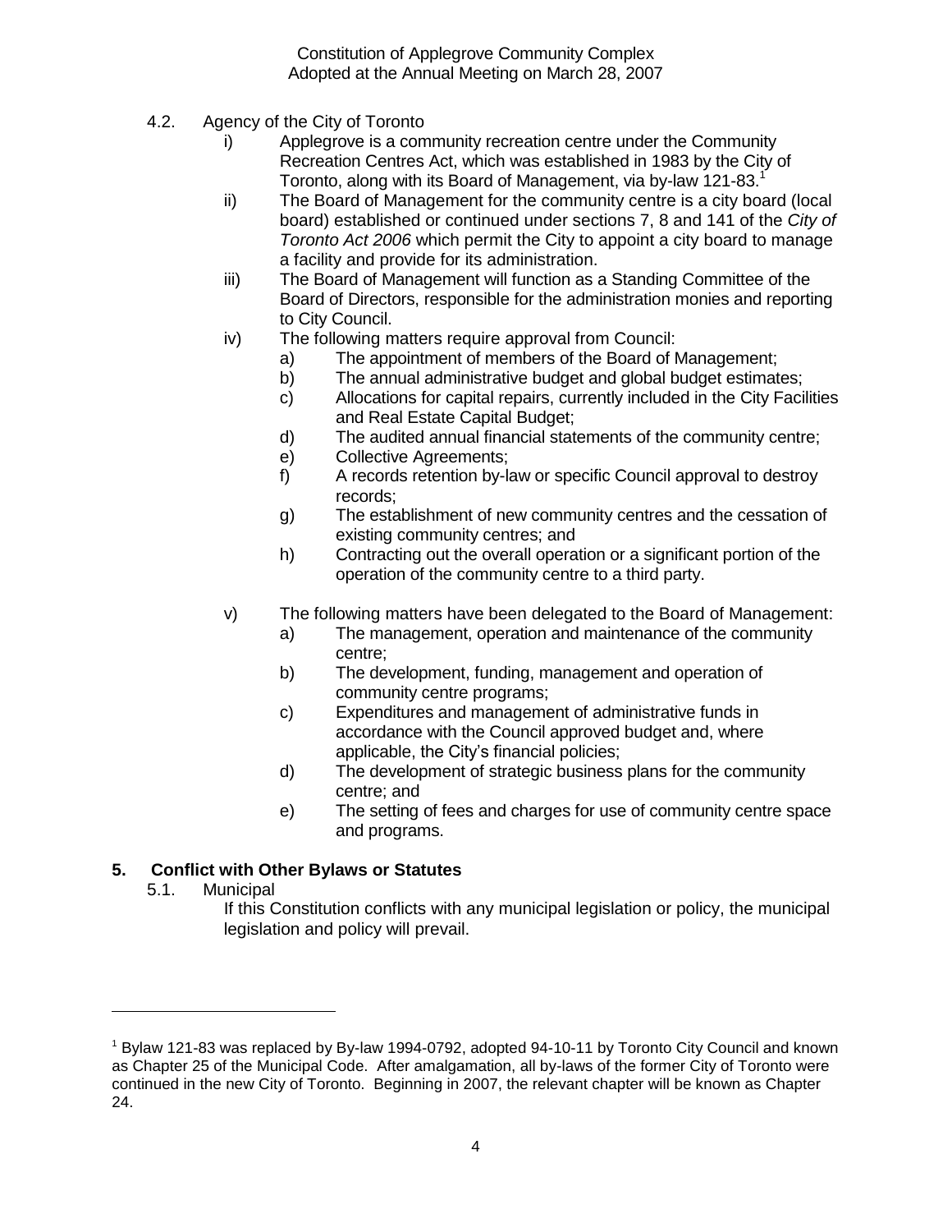4.2. Agency of the City of Toronto

i) Applegrove is a community recreation centre under the Community Recreation Centres Act, which was established in 1983 by the City of Toronto, along with its Board of Management, via by-law 121-83.[1]

ii) The Board of Management for the community centre is a city board (local board) established or continued under sections 7, 8 and 141 of the *City of Toronto Act 2006* which permit the City to appoint a city board to manage a facility and provide for its administration.

iii) The Board of Management will function as a Standing Committee of the Board of Directors, responsible for the administration monies and reporting to City Council.

iv) The following matters require approval from Council:

a) The appointment of members of the Board of Management;

b) The annual administrative budget and global budget estimates;

c) Allocations for capital repairs, currently included in the City Facilities and Real Estate Capital Budget;

d) The audited annual financial statements of the community centre;

e) Collective Agreements;

f) A records retention by-law or specific Council approval to destroy records;

g) The establishment of new community centres and the cessation of existing community centres; and

h) Contracting out the overall operation or a significant portion of the operation of the community centre to a third party.

v) The following matters have been delegated to the Board of Management:

a) The management, operation and maintenance of the community centre;

b) The development, funding, management and operation of community centre programs;

c) Expenditures and management of administrative funds in accordance with the Council approved budget and, where applicable, the City's financial policies;

d) The development of strategic business plans for the community centre; and

e) The setting of fees and charges for use of community centre space and programs.

## 5. Conflict with Other Bylaws or Statutes

5.1. Municipal

If this Constitution conflicts with any municipal legislation or policy, the municipal legislation and policy will prevail.

---

[1] Bylaw 121-83 was replaced by By-law 1994-0792, adopted 94-10-11 by Toronto City Council and known as Chapter 25 of the Municipal Code. After amalgamation, all by-laws of the former City of Toronto were continued in the new City of Toronto. Beginning in 2007, the relevant chapter will be known as Chapter 24.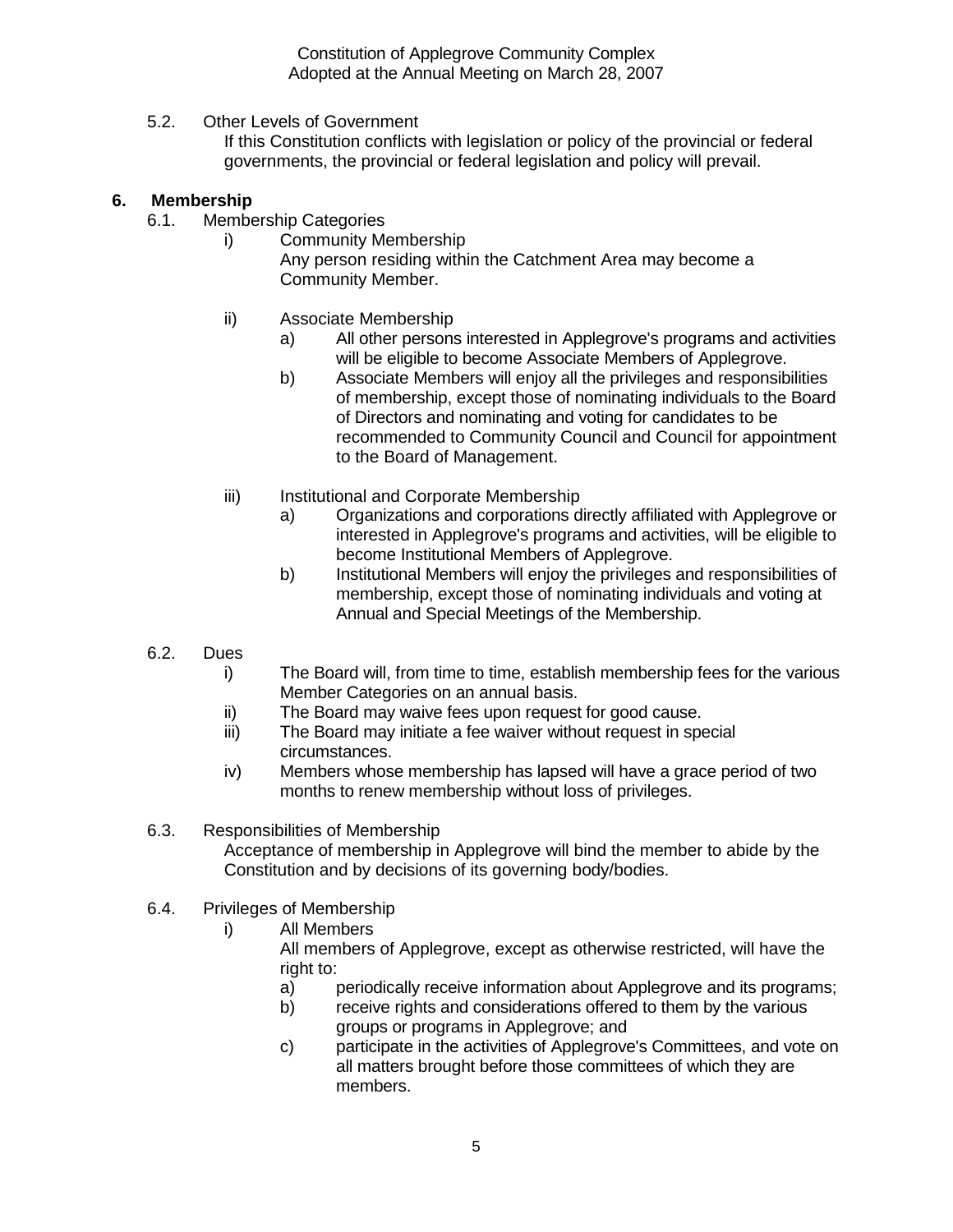5.2. Other Levels of Government

If this Constitution conflicts with legislation or policy of the provincial or federal governments, the provincial or federal legislation and policy will prevail.

## 6. Membership

6.1. Membership Categories

- i) Community Membership

  Any person residing within the Catchment Area may become a Community Member.

- ii) Associate Membership
  - a) All other persons interested in Applegrove's programs and activities will be eligible to become Associate Members of Applegrove.
  - b) Associate Members will enjoy all the privileges and responsibilities of membership, except those of nominating individuals to the Board of Directors and nominating and voting for candidates to be recommended to Community Council and Council for appointment to the Board of Management.

- iii) Institutional and Corporate Membership
  - a) Organizations and corporations directly affiliated with Applegrove or interested in Applegrove's programs and activities, will be eligible to become Institutional Members of Applegrove.
  - b) Institutional Members will enjoy the privileges and responsibilities of membership, except those of nominating individuals and voting at Annual and Special Meetings of the Membership.

6.2. Dues

- i) The Board will, from time to time, establish membership fees for the various Member Categories on an annual basis.
- ii) The Board may waive fees upon request for good cause.
- iii) The Board may initiate a fee waiver without request in special circumstances.
- iv) Members whose membership has lapsed will have a grace period of two months to renew membership without loss of privileges.

6.3. Responsibilities of Membership

Acceptance of membership in Applegrove will bind the member to abide by the Constitution and by decisions of its governing body/bodies.

6.4. Privileges of Membership

- i) All Members

  All members of Applegrove, except as otherwise restricted, will have the right to:
  - a) periodically receive information about Applegrove and its programs;
  - b) receive rights and considerations offered to them by the various groups or programs in Applegrove; and
  - c) participate in the activities of Applegrove's Committees, and vote on all matters brought before those committees of which they are members.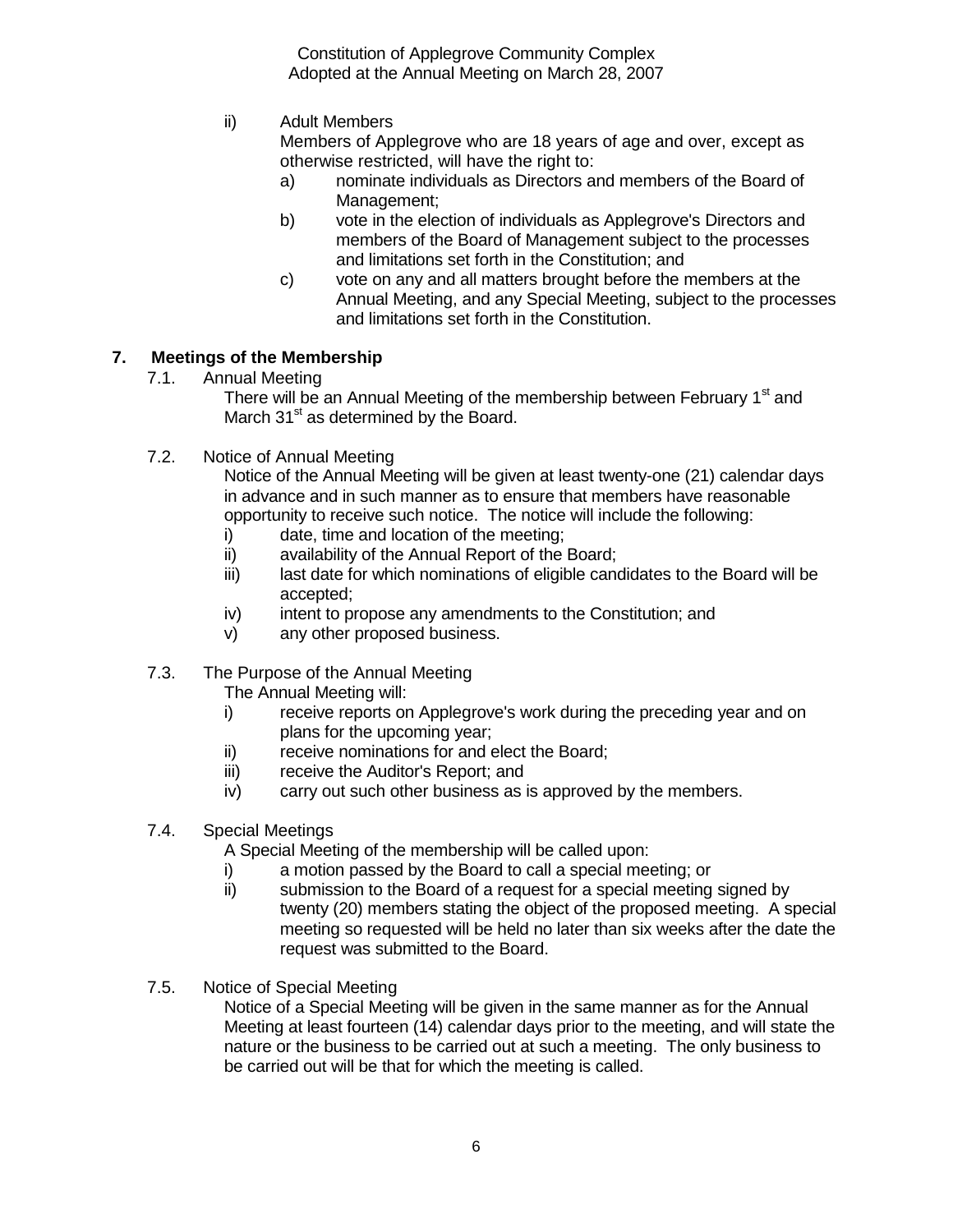ii) Adult Members

Members of Applegrove who are 18 years of age and over, except as otherwise restricted, will have the right to:

a) nominate individuals as Directors and members of the Board of Management;

b) vote in the election of individuals as Applegrove's Directors and members of the Board of Management subject to the processes and limitations set forth in the Constitution; and

c) vote on any and all matters brought before the members at the Annual Meeting, and any Special Meeting, subject to the processes and limitations set forth in the Constitution.

## 7. Meetings of the Membership

7.1. Annual Meeting

There will be an Annual Meeting of the membership between February 1st and March 31st as determined by the Board.

7.2. Notice of Annual Meeting

Notice of the Annual Meeting will be given at least twenty-one (21) calendar days in advance and in such manner as to ensure that members have reasonable opportunity to receive such notice. The notice will include the following:

i) date, time and location of the meeting;

ii) availability of the Annual Report of the Board;

iii) last date for which nominations of eligible candidates to the Board will be accepted;

iv) intent to propose any amendments to the Constitution; and

v) any other proposed business.

7.3. The Purpose of the Annual Meeting

The Annual Meeting will:

i) receive reports on Applegrove's work during the preceding year and on plans for the upcoming year;

ii) receive nominations for and elect the Board;

iii) receive the Auditor's Report; and

iv) carry out such other business as is approved by the members.

7.4. Special Meetings

A Special Meeting of the membership will be called upon:

i) a motion passed by the Board to call a special meeting; or

ii) submission to the Board of a request for a special meeting signed by twenty (20) members stating the object of the proposed meeting. A special meeting so requested will be held no later than six weeks after the date the request was submitted to the Board.

7.5. Notice of Special Meeting

Notice of a Special Meeting will be given in the same manner as for the Annual Meeting at least fourteen (14) calendar days prior to the meeting, and will state the nature or the business to be carried out at such a meeting. The only business to be carried out will be that for which the meeting is called.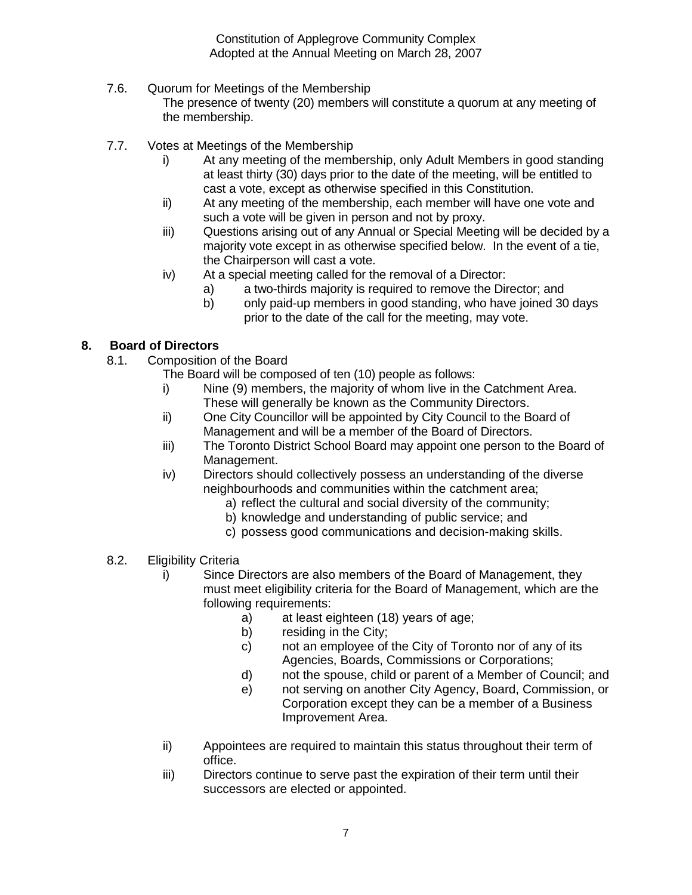7.6. Quorum for Meetings of the Membership

The presence of twenty (20) members will constitute a quorum at any meeting of the membership.

7.7. Votes at Meetings of the Membership

- i) At any meeting of the membership, only Adult Members in good standing at least thirty (30) days prior to the date of the meeting, will be entitled to cast a vote, except as otherwise specified in this Constitution.
- ii) At any meeting of the membership, each member will have one vote and such a vote will be given in person and not by proxy.
- iii) Questions arising out of any Annual or Special Meeting will be decided by a majority vote except in as otherwise specified below. In the event of a tie, the Chairperson will cast a vote.
- iv) At a special meeting called for the removal of a Director:
  - a) a two-thirds majority is required to remove the Director; and
  - b) only paid-up members in good standing, who have joined 30 days prior to the date of the call for the meeting, may vote.

## 8. Board of Directors

8.1. Composition of the Board

The Board will be composed of ten (10) people as follows:

- i) Nine (9) members, the majority of whom live in the Catchment Area. These will generally be known as the Community Directors.
- ii) One City Councillor will be appointed by City Council to the Board of Management and will be a member of the Board of Directors.
- iii) The Toronto District School Board may appoint one person to the Board of Management.
- iv) Directors should collectively possess an understanding of the diverse neighbourhoods and communities within the catchment area;
  - a) reflect the cultural and social diversity of the community;
  - b) knowledge and understanding of public service; and
  - c) possess good communications and decision-making skills.

8.2. Eligibility Criteria

- i) Since Directors are also members of the Board of Management, they must meet eligibility criteria for the Board of Management, which are the following requirements:
  - a) at least eighteen (18) years of age;
  - b) residing in the City;
  - c) not an employee of the City of Toronto nor of any of its Agencies, Boards, Commissions or Corporations;
  - d) not the spouse, child or parent of a Member of Council; and
  - e) not serving on another City Agency, Board, Commission, or Corporation except they can be a member of a Business Improvement Area.
- ii) Appointees are required to maintain this status throughout their term of office.
- iii) Directors continue to serve past the expiration of their term until their successors are elected or appointed.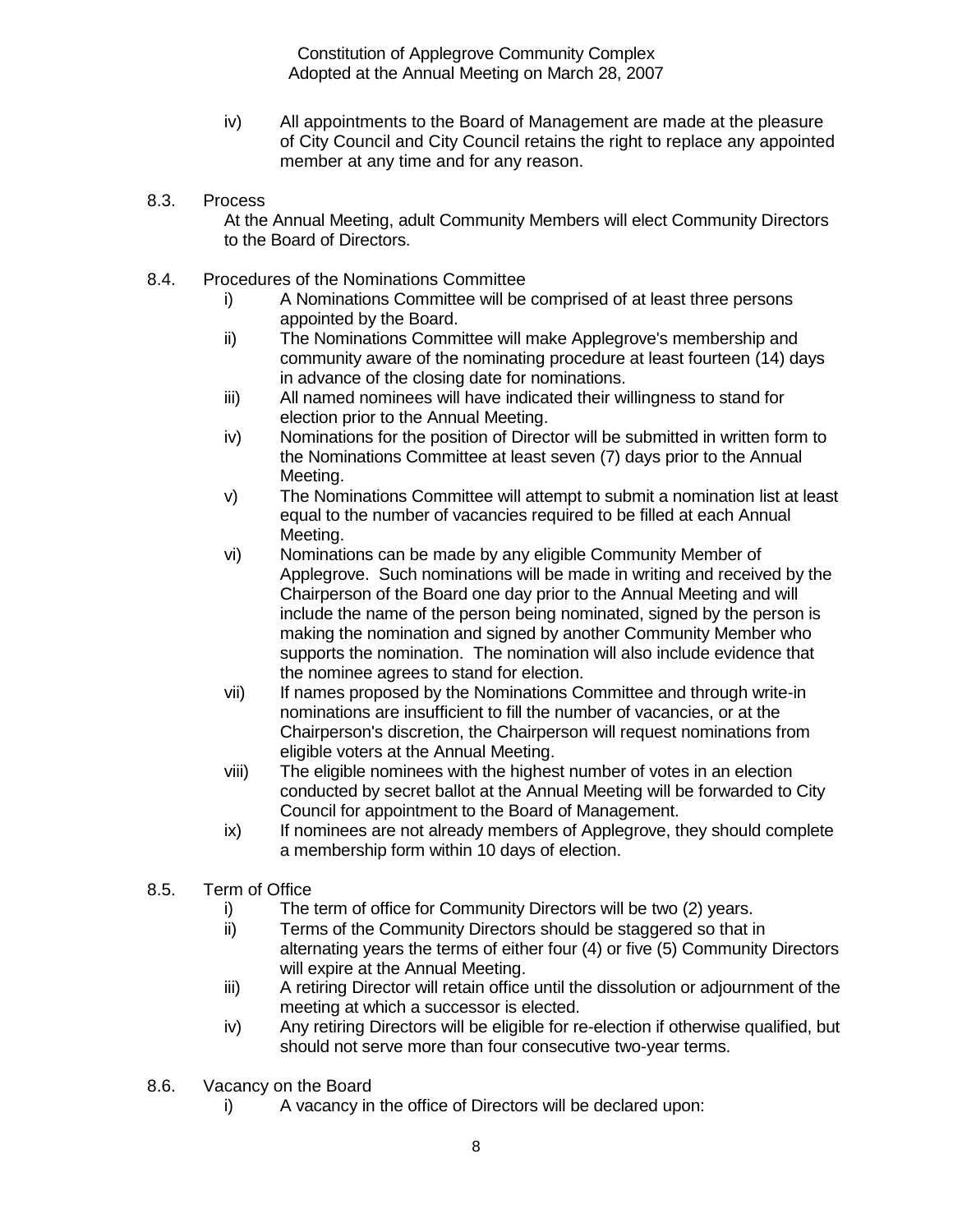iv) All appointments to the Board of Management are made at the pleasure of City Council and City Council retains the right to replace any appointed member at any time and for any reason.

8.3. Process

At the Annual Meeting, adult Community Members will elect Community Directors to the Board of Directors.

8.4. Procedures of the Nominations Committee

i) A Nominations Committee will be comprised of at least three persons appointed by the Board.

ii) The Nominations Committee will make Applegrove's membership and community aware of the nominating procedure at least fourteen (14) days in advance of the closing date for nominations.

iii) All named nominees will have indicated their willingness to stand for election prior to the Annual Meeting.

iv) Nominations for the position of Director will be submitted in written form to the Nominations Committee at least seven (7) days prior to the Annual Meeting.

v) The Nominations Committee will attempt to submit a nomination list at least equal to the number of vacancies required to be filled at each Annual Meeting.

vi) Nominations can be made by any eligible Community Member of Applegrove. Such nominations will be made in writing and received by the Chairperson of the Board one day prior to the Annual Meeting and will include the name of the person being nominated, signed by the person is making the nomination and signed by another Community Member who supports the nomination. The nomination will also include evidence that the nominee agrees to stand for election.

vii) If names proposed by the Nominations Committee and through write-in nominations are insufficient to fill the number of vacancies, or at the Chairperson's discretion, the Chairperson will request nominations from eligible voters at the Annual Meeting.

viii) The eligible nominees with the highest number of votes in an election conducted by secret ballot at the Annual Meeting will be forwarded to City Council for appointment to the Board of Management.

ix) If nominees are not already members of Applegrove, they should complete a membership form within 10 days of election.

8.5. Term of Office

i) The term of office for Community Directors will be two (2) years.

ii) Terms of the Community Directors should be staggered so that in alternating years the terms of either four (4) or five (5) Community Directors will expire at the Annual Meeting.

iii) A retiring Director will retain office until the dissolution or adjournment of the meeting at which a successor is elected.

iv) Any retiring Directors will be eligible for re-election if otherwise qualified, but should not serve more than four consecutive two-year terms.

8.6. Vacancy on the Board

i) A vacancy in the office of Directors will be declared upon: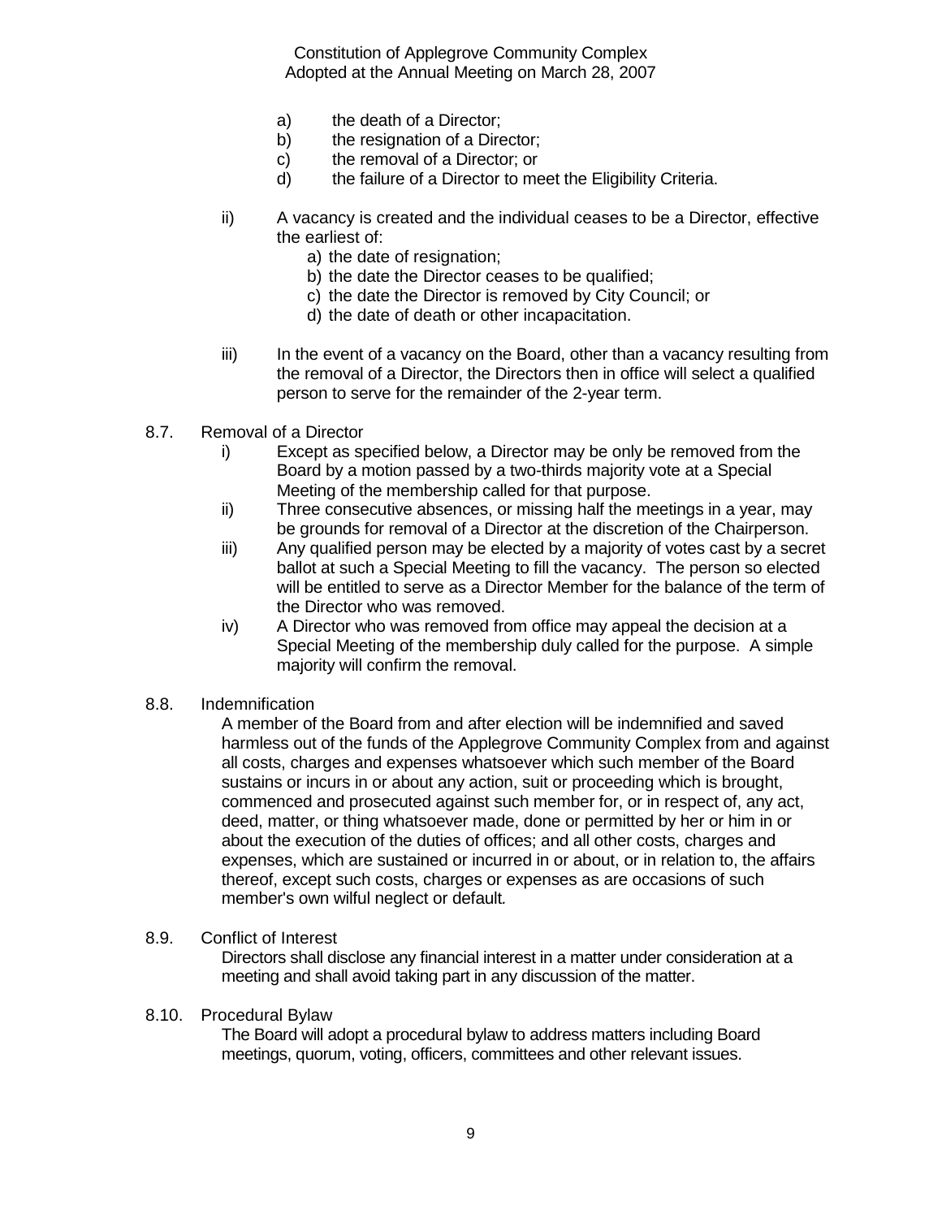a) the death of a Director;
b) the resignation of a Director;
c) the removal of a Director; or
d) the failure of a Director to meet the Eligibility Criteria.

ii) A vacancy is created and the individual ceases to be a Director, effective the earliest of:
   a) the date of resignation;
   b) the date the Director ceases to be qualified;
   c) the date the Director is removed by City Council; or
   d) the date of death or other incapacitation.

iii) In the event of a vacancy on the Board, other than a vacancy resulting from the removal of a Director, the Directors then in office will select a qualified person to serve for the remainder of the 2-year term.

8.7. Removal of a Director

i) Except as specified below, a Director may be only be removed from the Board by a motion passed by a two-thirds majority vote at a Special Meeting of the membership called for that purpose.

ii) Three consecutive absences, or missing half the meetings in a year, may be grounds for removal of a Director at the discretion of the Chairperson.

iii) Any qualified person may be elected by a majority of votes cast by a secret ballot at such a Special Meeting to fill the vacancy. The person so elected will be entitled to serve as a Director Member for the balance of the term of the Director who was removed.

iv) A Director who was removed from office may appeal the decision at a Special Meeting of the membership duly called for the purpose. A simple majority will confirm the removal.

8.8. Indemnification

A member of the Board from and after election will be indemnified and saved harmless out of the funds of the Applegrove Community Complex from and against all costs, charges and expenses whatsoever which such member of the Board sustains or incurs in or about any action, suit or proceeding which is brought, commenced and prosecuted against such member for, or in respect of, any act, deed, matter, or thing whatsoever made, done or permitted by her or him in or about the execution of the duties of offices; and all other costs, charges and expenses, which are sustained or incurred in or about, or in relation to, the affairs thereof, except such costs, charges or expenses as are occasions of such member's own wilful neglect or default.

8.9. Conflict of Interest

Directors shall disclose any financial interest in a matter under consideration at a meeting and shall avoid taking part in any discussion of the matter.

8.10. Procedural Bylaw

The Board will adopt a procedural bylaw to address matters including Board meetings, quorum, voting, officers, committees and other relevant issues.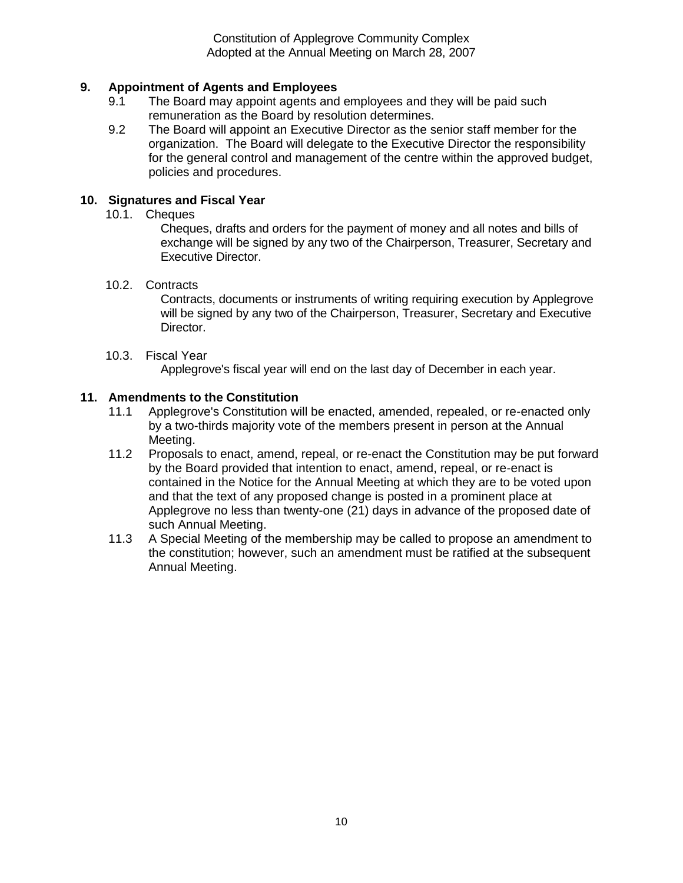## 9. Appointment of Agents and Employees

9.1 The Board may appoint agents and employees and they will be paid such remuneration as the Board by resolution determines.

9.2 The Board will appoint an Executive Director as the senior staff member for the organization. The Board will delegate to the Executive Director the responsibility for the general control and management of the centre within the approved budget, policies and procedures.

## 10. Signatures and Fiscal Year

10.1. Cheques

Cheques, drafts and orders for the payment of money and all notes and bills of exchange will be signed by any two of the Chairperson, Treasurer, Secretary and Executive Director.

10.2. Contracts

Contracts, documents or instruments of writing requiring execution by Applegrove will be signed by any two of the Chairperson, Treasurer, Secretary and Executive Director.

10.3. Fiscal Year

Applegrove's fiscal year will end on the last day of December in each year.

## 11. Amendments to the Constitution

11.1 Applegrove's Constitution will be enacted, amended, repealed, or re-enacted only by a two-thirds majority vote of the members present in person at the Annual Meeting.

11.2 Proposals to enact, amend, repeal, or re-enact the Constitution may be put forward by the Board provided that intention to enact, amend, repeal, or re-enact is contained in the Notice for the Annual Meeting at which they are to be voted upon and that the text of any proposed change is posted in a prominent place at Applegrove no less than twenty-one (21) days in advance of the proposed date of such Annual Meeting.

11.3 A Special Meeting of the membership may be called to propose an amendment to the constitution; however, such an amendment must be ratified at the subsequent Annual Meeting.